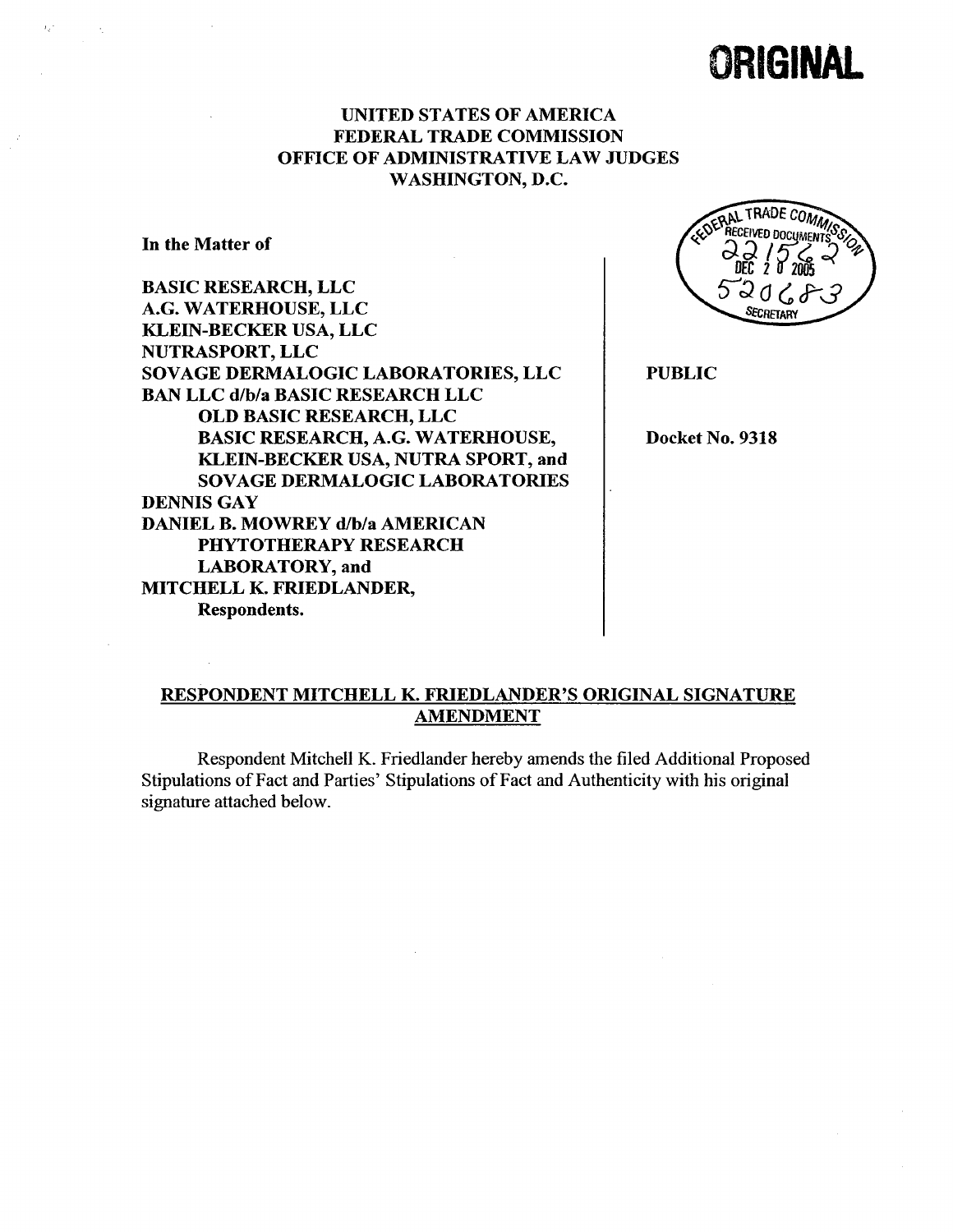**ORIGINAL**

**UNITED STATES OF AMERICA**
**FEDERAL TRADE COMMISSION**
**OFFICE OF ADMINISTRATIVE LAW JUDGES**
**WASHINGTON, D.C.**

FEDERAL TRADE COMMISSION RECEIVED DOCUMENTS 221562 DEC 20 2005 520683 SECRETARY

**In the Matter of**

**BASIC RESEARCH, LLC**
**A.G. WATERHOUSE, LLC**
**KLEIN-BECKER USA, LLC**
**NUTRASPORT, LLC**
**SOVAGE DERMALOGIC LABORATORIES, LLC**
**BAN LLC d/b/a BASIC RESEARCH LLC**
**OLD BASIC RESEARCH, LLC**
**BASIC RESEARCH, A.G. WATERHOUSE, KLEIN-BECKER USA, NUTRA SPORT, and SOVAGE DERMALOGIC LABORATORIES**
**DENNIS GAY**
**DANIEL B. MOWREY d/b/a AMERICAN PHYTOTHERAPY RESEARCH LABORATORY, and**
**MITCHELL K. FRIEDLANDER,**
**Respondents.**

**PUBLIC**

**Docket No. 9318**

**RESPONDENT MITCHELL K. FRIEDLANDER'S ORIGINAL SIGNATURE AMENDMENT**

Respondent Mitchell K. Friedlander hereby amends the filed Additional Proposed Stipulations of Fact and Parties' Stipulations of Fact and Authenticity with his original signature attached below.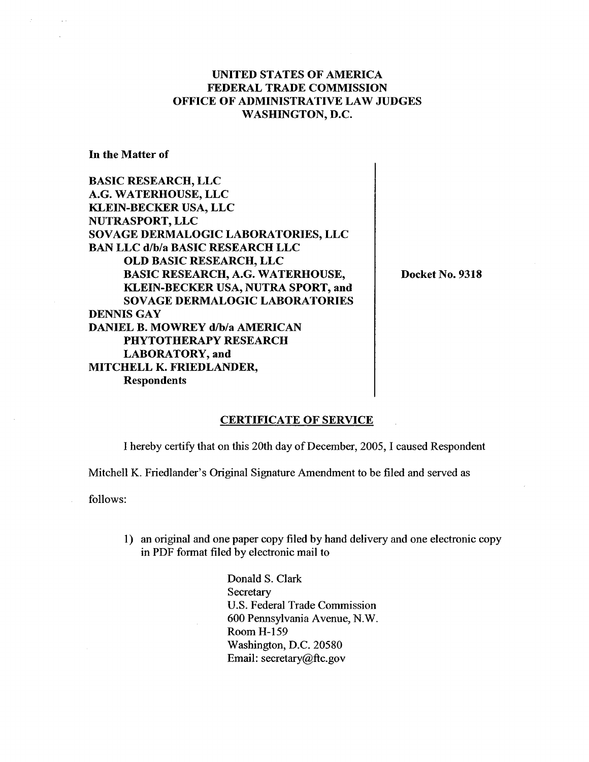**UNITED STATES OF AMERICA**
**FEDERAL TRADE COMMISSION**
**OFFICE OF ADMINISTRATIVE LAW JUDGES**
**WASHINGTON, D.C.**

**In the Matter of**

**BASIC RESEARCH, LLC**
**A.G. WATERHOUSE, LLC**
**KLEIN-BECKER USA, LLC**
**NUTRASPORT, LLC**
**SOVAGE DERMALOGIC LABORATORIES, LLC**
**BAN LLC d/b/a BASIC RESEARCH LLC**
**OLD BASIC RESEARCH, LLC**
**BASIC RESEARCH, A.G. WATERHOUSE,**
**KLEIN-BECKER USA, NUTRA SPORT, and**
**SOVAGE DERMALOGIC LABORATORIES**
**DENNIS GAY**
**DANIEL B. MOWREY d/b/a AMERICAN**
**PHYTOTHERAPY RESEARCH**
**LABORATORY, and**
**MITCHELL K. FRIEDLANDER,**
**Respondents**

**Docket No. 9318**

## CERTIFICATE OF SERVICE

I hereby certify that on this 20th day of December, 2005, I caused Respondent Mitchell K. Friedlander's Original Signature Amendment to be filed and served as follows:

1) an original and one paper copy filed by hand delivery and one electronic copy in PDF format filed by electronic mail to

Donald S. Clark
Secretary
U.S. Federal Trade Commission
600 Pennsylvania Avenue, N.W.
Room H-159
Washington, D.C. 20580
Email: secretary@ftc.gov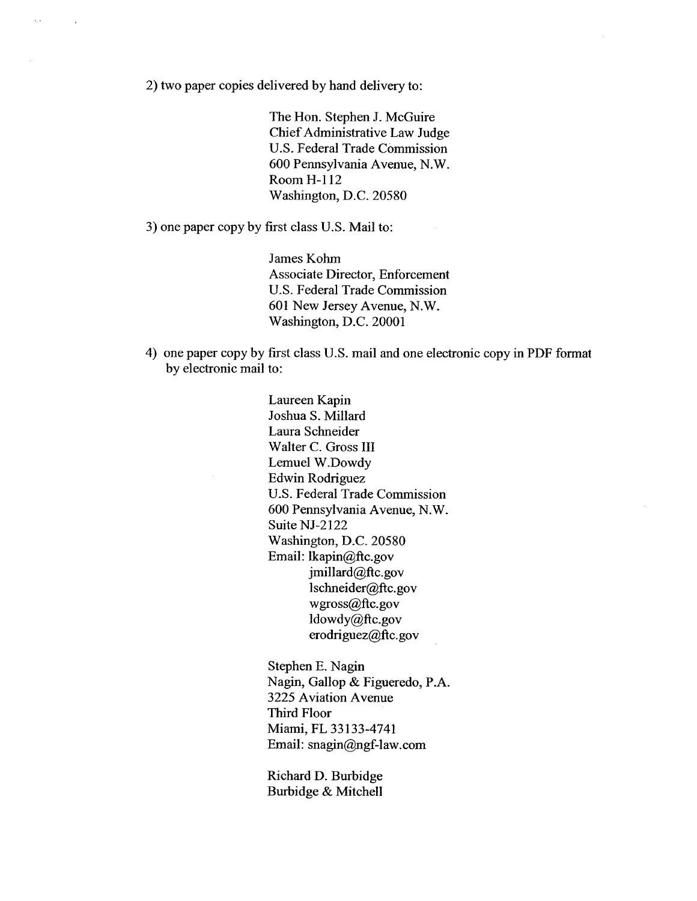2) two paper copies delivered by hand delivery to:

> The Hon. Stephen J. McGuire
> Chief Administrative Law Judge
> U.S. Federal Trade Commission
> 600 Pennsylvania Avenue, N.W.
> Room H-112
> Washington, D.C. 20580

3) one paper copy by first class U.S. Mail to:

> James Kohm
> Associate Director, Enforcement
> U.S. Federal Trade Commission
> 601 New Jersey Avenue, N.W.
> Washington, D.C. 20001

4) one paper copy by first class U.S. mail and one electronic copy in PDF format by electronic mail to:

> Laureen Kapin
> Joshua S. Millard
> Laura Schneider
> Walter C. Gross III
> Lemuel W.Dowdy
> Edwin Rodriguez
> U.S. Federal Trade Commission
> 600 Pennsylvania Avenue, N.W.
> Suite NJ-2122
> Washington, D.C. 20580
> Email: lkapin@ftc.gov
> jmillard@ftc.gov
> lschneider@ftc.gov
> wgross@ftc.gov
> ldowdy@ftc.gov
> erodriguez@ftc.gov

> Stephen E. Nagin
> Nagin, Gallop & Figueredo, P.A.
> 3225 Aviation Avenue
> Third Floor
> Miami, FL 33133-4741
> Email: snagin@ngf-law.com

> Richard D. Burbidge
> Burbidge & Mitchell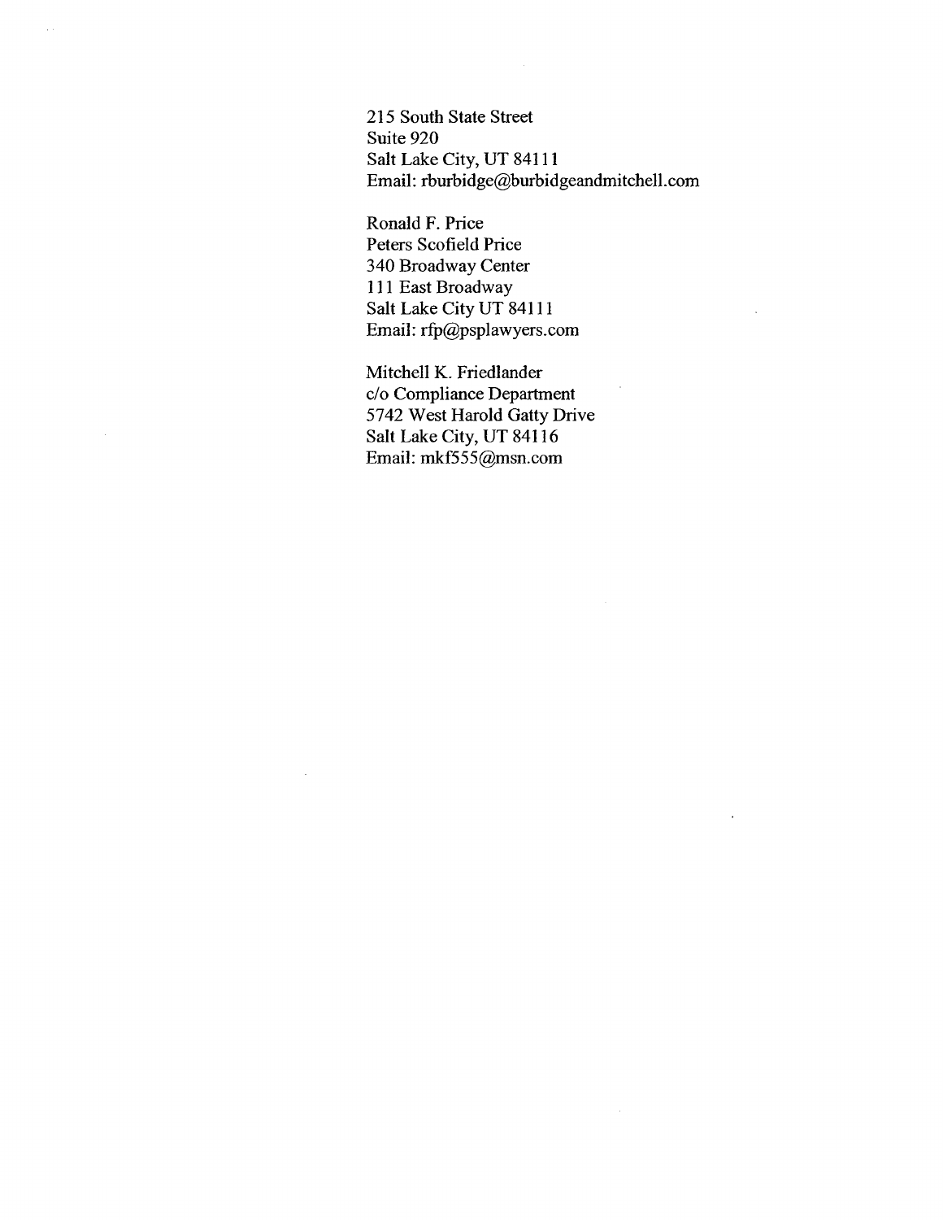215 South State Street  
Suite 920  
Salt Lake City, UT 84111  
Email: rburbidge@burbidgeandmitchell.com

Ronald F. Price  
Peters Scofield Price  
340 Broadway Center  
111 East Broadway  
Salt Lake City UT 84111  
Email: rfp@psplawyers.com

Mitchell K. Friedlander  
c/o Compliance Department  
5742 West Harold Gatty Drive  
Salt Lake City, UT 84116  
Email: mkf555@msn.com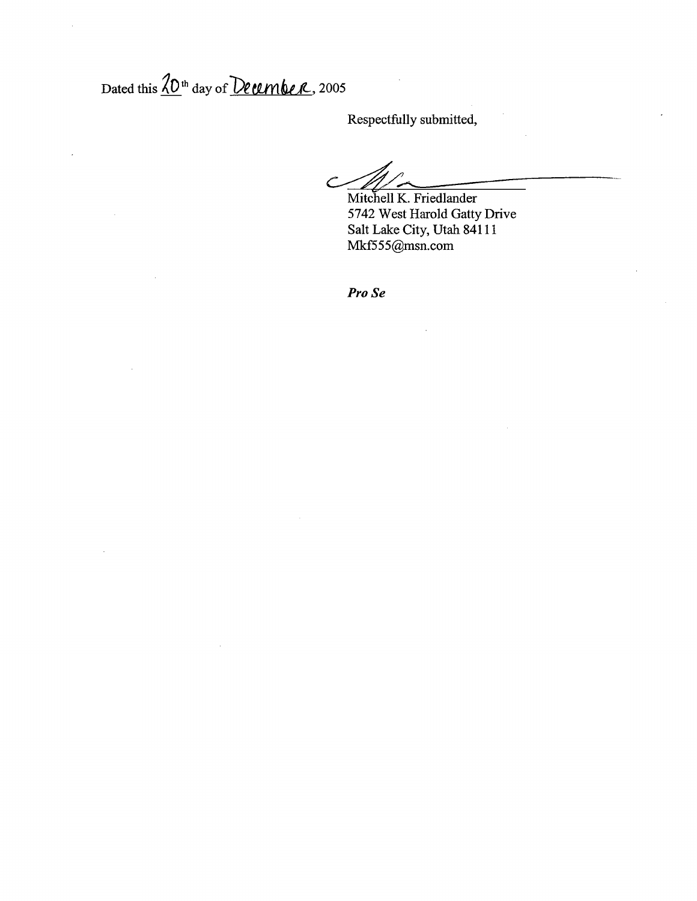Dated this 20th day of December, 2005

Respectfully submitted,

Mitchell K. Friedlander
5742 West Harold Gatty Drive
Salt Lake City, Utah 84111
Mkf555@msn.com

***Pro Se***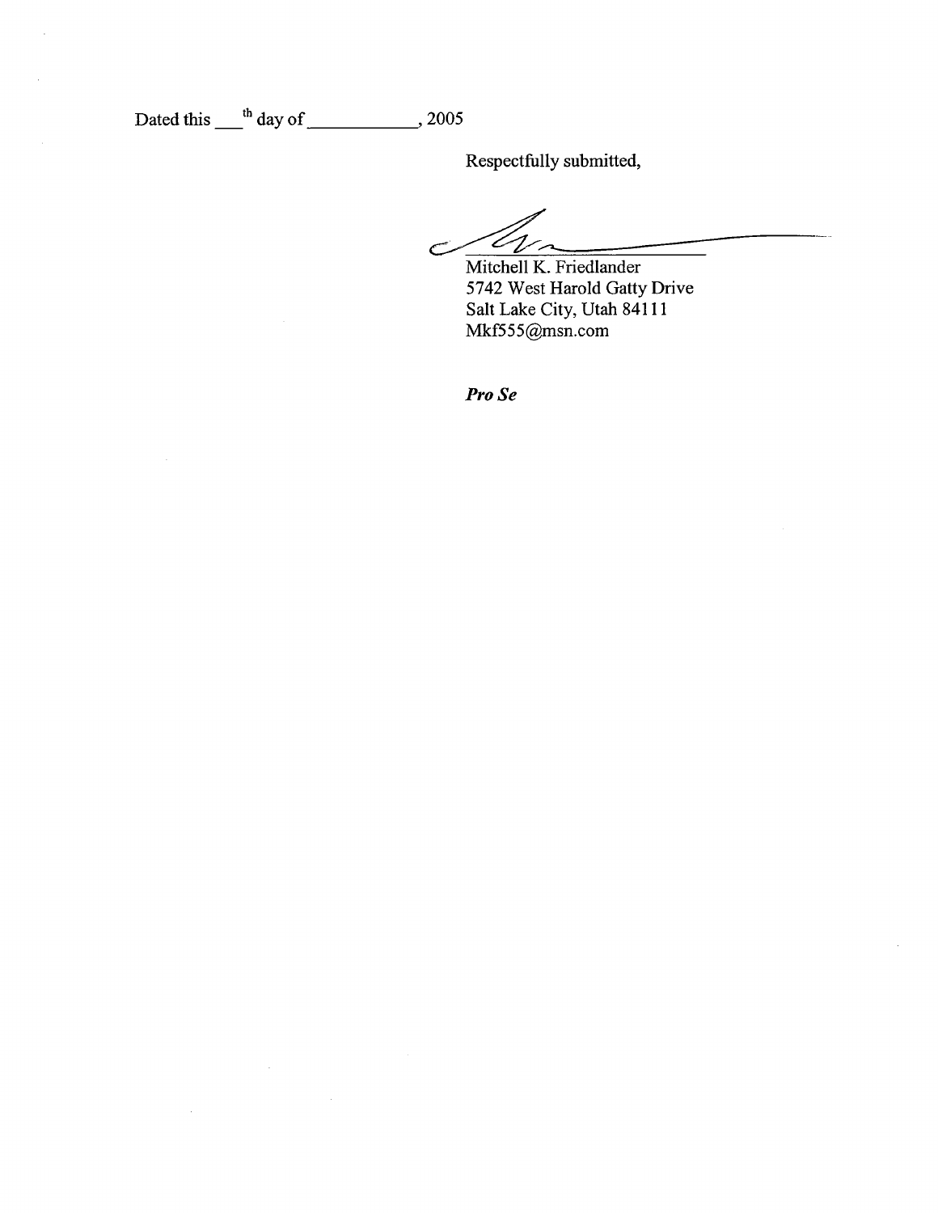Dated this ___th day of ___________, 2005

Respectfully submitted,

Mitchell K. Friedlander
5742 West Harold Gatty Drive
Salt Lake City, Utah 84111
Mkf555@msn.com

***Pro Se***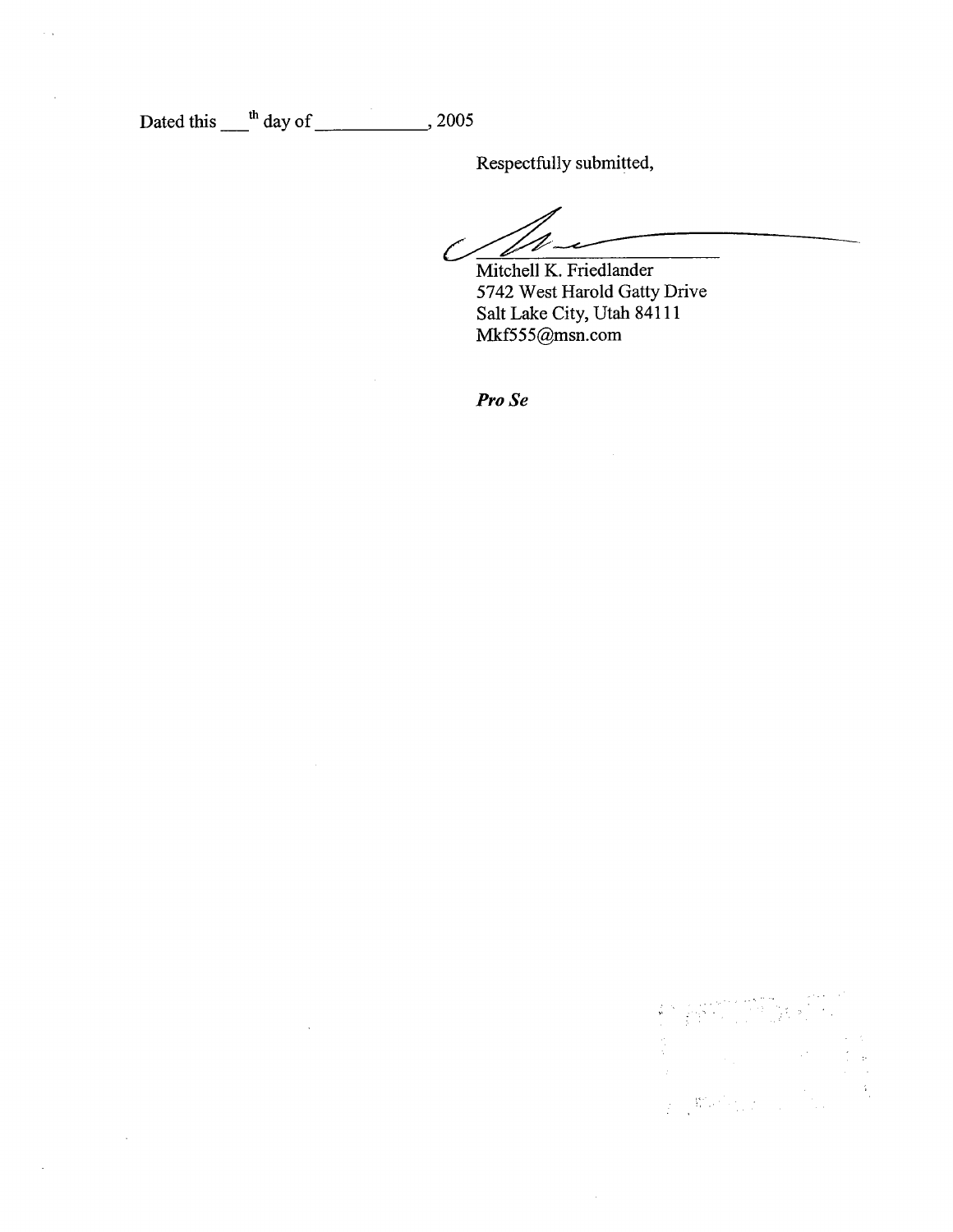Dated this ___th day of ___________, 2005

Respectfully submitted,

Mitchell K. Friedlander
5742 West Harold Gatty Drive
Salt Lake City, Utah 84111
Mkf555@msn.com

***Pro Se***